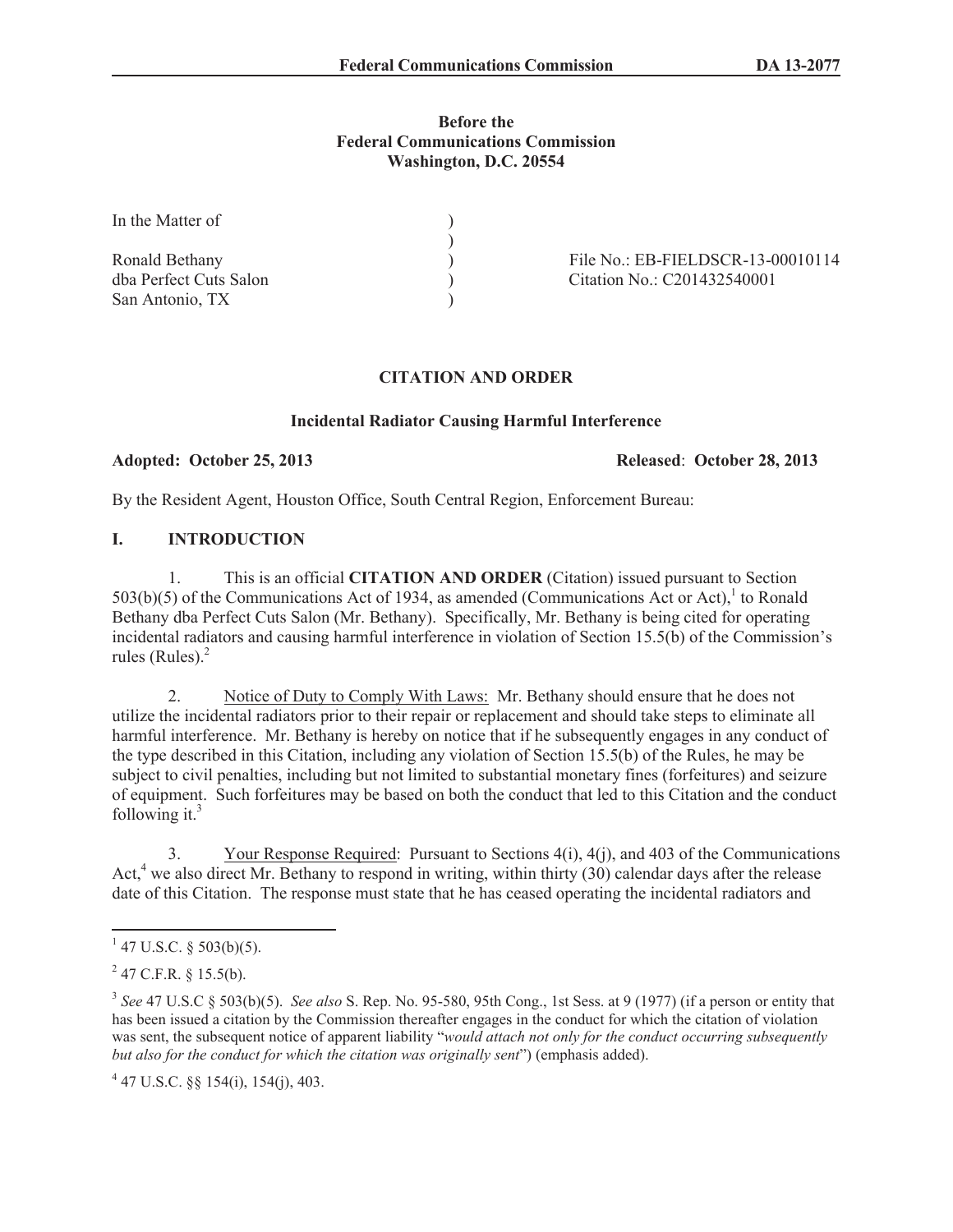Federal Communications Commission DA 13-2077

**Before the**
**Federal Communications Commission**
**Washington, D.C. 20554**

| In the Matter of | ) | |
|---|---|---|
| | ) | |
| Ronald Bethany | ) | File No.: EB-FIELDSCR-13-00010114 |
| dba Perfect Cuts Salon | ) | Citation No.: C201432540001 |
| San Antonio, TX | ) | |

## CITATION AND ORDER

### Incidental Radiator Causing Harmful Interference

**Adopted: October 25, 2013** **Released: October 28, 2013**

By the Resident Agent, Houston Office, South Central Region, Enforcement Bureau:

## I. INTRODUCTION

1. This is an official **CITATION AND ORDER** (Citation) issued pursuant to Section 503(b)(5) of the Communications Act of 1934, as amended (Communications Act or Act),[1] to Ronald Bethany dba Perfect Cuts Salon (Mr. Bethany). Specifically, Mr. Bethany is being cited for operating incidental radiators and causing harmful interference in violation of Section 15.5(b) of the Commission's rules (Rules).[2]

2. Notice of Duty to Comply With Laws: Mr. Bethany should ensure that he does not utilize the incidental radiators prior to their repair or replacement and should take steps to eliminate all harmful interference. Mr. Bethany is hereby on notice that if he subsequently engages in any conduct of the type described in this Citation, including any violation of Section 15.5(b) of the Rules, he may be subject to civil penalties, including but not limited to substantial monetary fines (forfeitures) and seizure of equipment. Such forfeitures may be based on both the conduct that led to this Citation and the conduct following it.[3]

3. Your Response Required: Pursuant to Sections 4(i), 4(j), and 403 of the Communications Act,[4] we also direct Mr. Bethany to respond in writing, within thirty (30) calendar days after the release date of this Citation. The response must state that he has ceased operating the incidental radiators and

---

[1] 47 U.S.C. § 503(b)(5).

[2] 47 C.F.R. § 15.5(b).

[3] *See* 47 U.S.C § 503(b)(5). *See also* S. Rep. No. 95-580, 95th Cong., 1st Sess. at 9 (1977) (if a person or entity that has been issued a citation by the Commission thereafter engages in the conduct for which the citation of violation was sent, the subsequent notice of apparent liability "*would attach not only for the conduct occurring subsequently but also for the conduct for which the citation was originally sent*") (emphasis added).

[4] 47 U.S.C. §§ 154(i), 154(j), 403.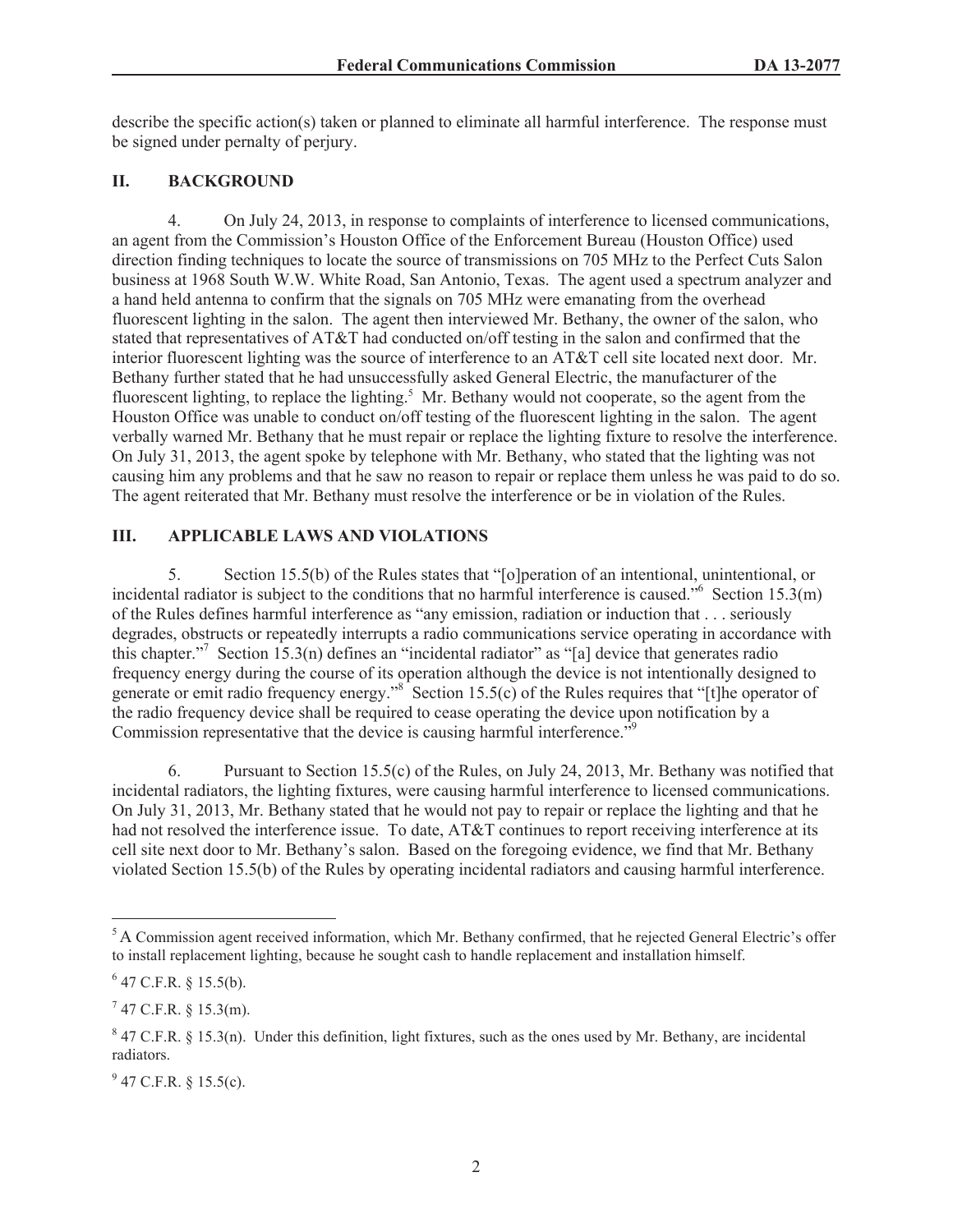describe the specific action(s) taken or planned to eliminate all harmful interference. The response must be signed under pernalty of perjury.

## II. BACKGROUND

4. On July 24, 2013, in response to complaints of interference to licensed communications, an agent from the Commission's Houston Office of the Enforcement Bureau (Houston Office) used direction finding techniques to locate the source of transmissions on 705 MHz to the Perfect Cuts Salon business at 1968 South W.W. White Road, San Antonio, Texas. The agent used a spectrum analyzer and a hand held antenna to confirm that the signals on 705 MHz were emanating from the overhead fluorescent lighting in the salon. The agent then interviewed Mr. Bethany, the owner of the salon, who stated that representatives of AT&T had conducted on/off testing in the salon and confirmed that the interior fluorescent lighting was the source of interference to an AT&T cell site located next door. Mr. Bethany further stated that he had unsuccessfully asked General Electric, the manufacturer of the fluorescent lighting, to replace the lighting.[5] Mr. Bethany would not cooperate, so the agent from the Houston Office was unable to conduct on/off testing of the fluorescent lighting in the salon. The agent verbally warned Mr. Bethany that he must repair or replace the lighting fixture to resolve the interference. On July 31, 2013, the agent spoke by telephone with Mr. Bethany, who stated that the lighting was not causing him any problems and that he saw no reason to repair or replace them unless he was paid to do so. The agent reiterated that Mr. Bethany must resolve the interference or be in violation of the Rules.

## III. APPLICABLE LAWS AND VIOLATIONS

5. Section 15.5(b) of the Rules states that "[o]peration of an intentional, unintentional, or incidental radiator is subject to the conditions that no harmful interference is caused."[6] Section 15.3(m) of the Rules defines harmful interference as "any emission, radiation or induction that . . . seriously degrades, obstructs or repeatedly interrupts a radio communications service operating in accordance with this chapter."[7] Section 15.3(n) defines an "incidental radiator" as "[a] device that generates radio frequency energy during the course of its operation although the device is not intentionally designed to generate or emit radio frequency energy."[8] Section 15.5(c) of the Rules requires that "[t]he operator of the radio frequency device shall be required to cease operating the device upon notification by a Commission representative that the device is causing harmful interference."[9]

6. Pursuant to Section 15.5(c) of the Rules, on July 24, 2013, Mr. Bethany was notified that incidental radiators, the lighting fixtures, were causing harmful interference to licensed communications. On July 31, 2013, Mr. Bethany stated that he would not pay to repair or replace the lighting and that he had not resolved the interference issue. To date, AT&T continues to report receiving interference at its cell site next door to Mr. Bethany's salon. Based on the foregoing evidence, we find that Mr. Bethany violated Section 15.5(b) of the Rules by operating incidental radiators and causing harmful interference.

---

[5] A Commission agent received information, which Mr. Bethany confirmed, that he rejected General Electric's offer to install replacement lighting, because he sought cash to handle replacement and installation himself.

[6] 47 C.F.R. § 15.5(b).

[7] 47 C.F.R. § 15.3(m).

[8] 47 C.F.R. § 15.3(n). Under this definition, light fixtures, such as the ones used by Mr. Bethany, are incidental radiators.

[9] 47 C.F.R. § 15.5(c).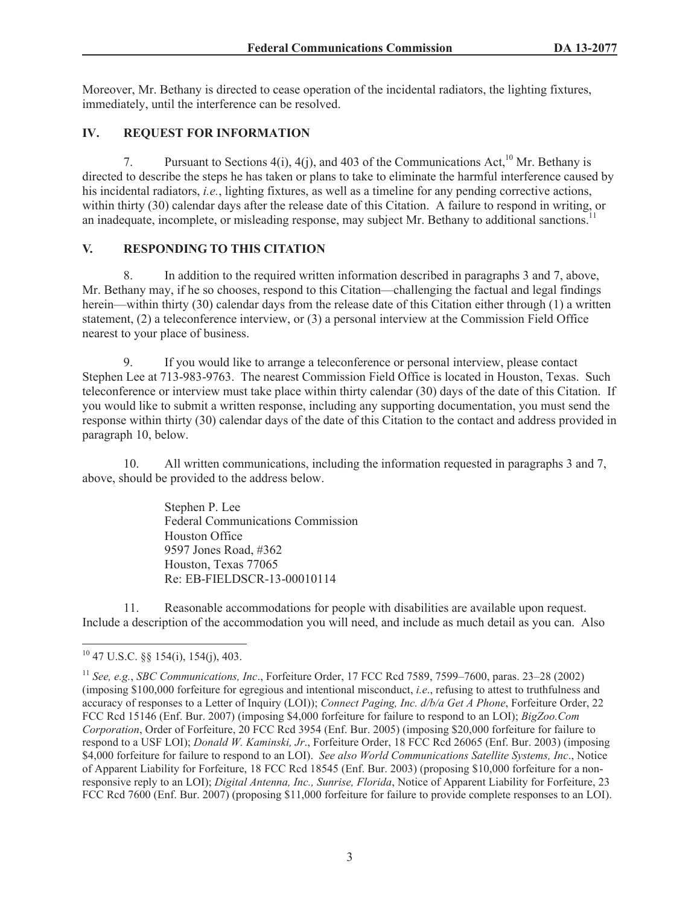Moreover, Mr. Bethany is directed to cease operation of the incidental radiators, the lighting fixtures, immediately, until the interference can be resolved.

## IV. REQUEST FOR INFORMATION

7. Pursuant to Sections 4(i), 4(j), and 403 of the Communications Act,[10] Mr. Bethany is directed to describe the steps he has taken or plans to take to eliminate the harmful interference caused by his incidental radiators, *i.e.*, lighting fixtures, as well as a timeline for any pending corrective actions, within thirty (30) calendar days after the release date of this Citation. A failure to respond in writing, or an inadequate, incomplete, or misleading response, may subject Mr. Bethany to additional sanctions.[11]

## V. RESPONDING TO THIS CITATION

8. In addition to the required written information described in paragraphs 3 and 7, above, Mr. Bethany may, if he so chooses, respond to this Citation—challenging the factual and legal findings herein—within thirty (30) calendar days from the release date of this Citation either through (1) a written statement, (2) a teleconference interview, or (3) a personal interview at the Commission Field Office nearest to your place of business.

9. If you would like to arrange a teleconference or personal interview, please contact Stephen Lee at 713-983-9763. The nearest Commission Field Office is located in Houston, Texas. Such teleconference or interview must take place within thirty calendar (30) days of the date of this Citation. If you would like to submit a written response, including any supporting documentation, you must send the response within thirty (30) calendar days of the date of this Citation to the contact and address provided in paragraph 10, below.

10. All written communications, including the information requested in paragraphs 3 and 7, above, should be provided to the address below.

> Stephen P. Lee
> Federal Communications Commission
> Houston Office
> 9597 Jones Road, #362
> Houston, Texas 77065
> Re: EB-FIELDSCR-13-00010114

11. Reasonable accommodations for people with disabilities are available upon request. Include a description of the accommodation you will need, and include as much detail as you can. Also

---

[10] 47 U.S.C. §§ 154(i), 154(j), 403.

[11] *See, e.g.*, *SBC Communications, Inc*., Forfeiture Order, 17 FCC Rcd 7589, 7599–7600, paras. 23–28 (2002) (imposing $100,000 forfeiture for egregious and intentional misconduct, *i.e*., refusing to attest to truthfulness and accuracy of responses to a Letter of Inquiry (LOI)); *Connect Paging, Inc. d/b/a Get A Phone*, Forfeiture Order, 22 FCC Rcd 15146 (Enf. Bur. 2007) (imposing $4,000 forfeiture for failure to respond to an LOI); *BigZoo.Com Corporation*, Order of Forfeiture, 20 FCC Rcd 3954 (Enf. Bur. 2005) (imposing $20,000 forfeiture for failure to respond to a USF LOI); *Donald W. Kaminski, Jr*., Forfeiture Order, 18 FCC Rcd 26065 (Enf. Bur. 2003) (imposing $4,000 forfeiture for failure to respond to an LOI). *See also World Communications Satellite Systems, Inc*., Notice of Apparent Liability for Forfeiture, 18 FCC Rcd 18545 (Enf. Bur. 2003) (proposing $10,000 forfeiture for a non-responsive reply to an LOI); *Digital Antenna, Inc., Sunrise, Florida*, Notice of Apparent Liability for Forfeiture, 23 FCC Rcd 7600 (Enf. Bur. 2007) (proposing $11,000 forfeiture for failure to provide complete responses to an LOI).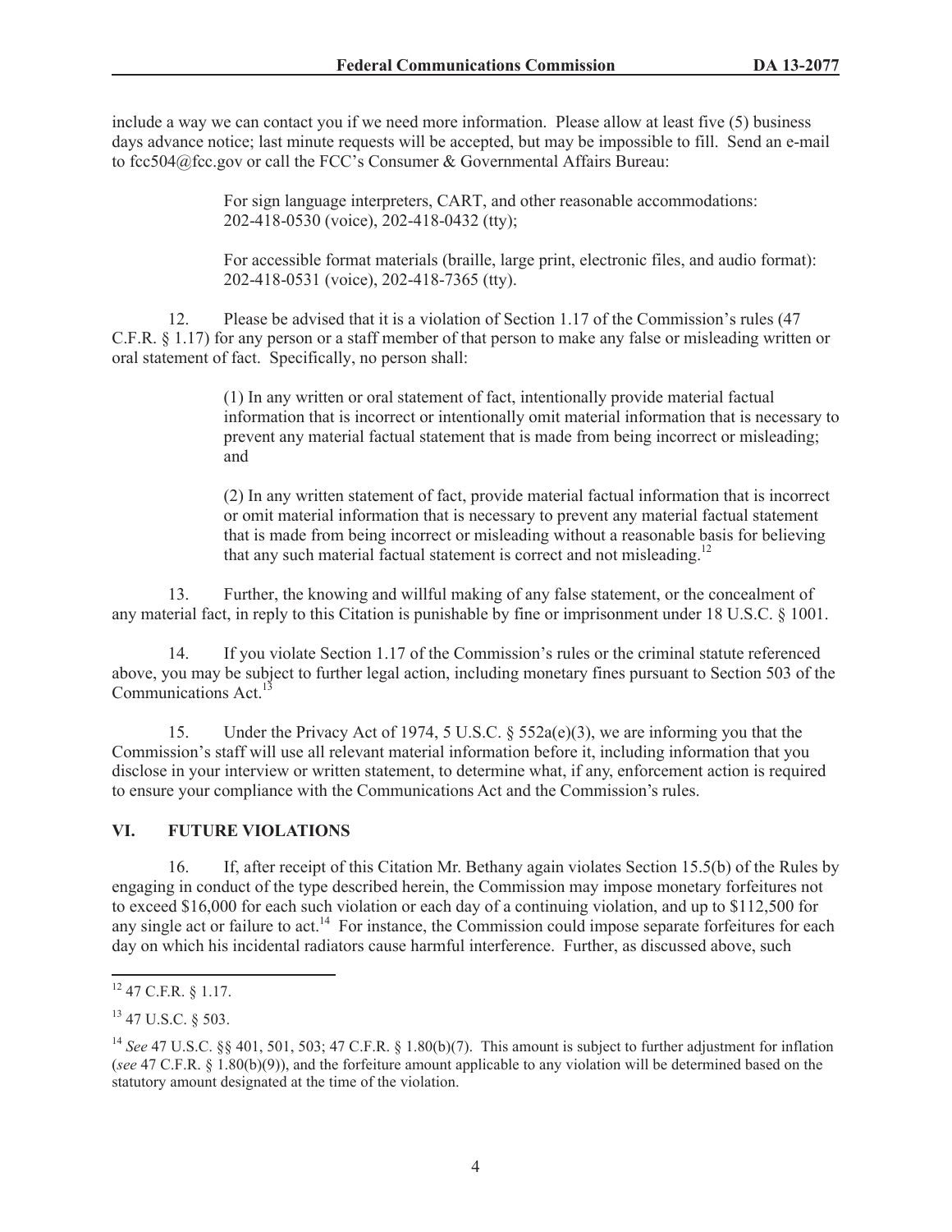include a way we can contact you if we need more information. Please allow at least five (5) business days advance notice; last minute requests will be accepted, but may be impossible to fill. Send an e-mail to fcc504@fcc.gov or call the FCC's Consumer & Governmental Affairs Bureau:

> For sign language interpreters, CART, and other reasonable accommodations: 202-418-0530 (voice), 202-418-0432 (tty);
>
> For accessible format materials (braille, large print, electronic files, and audio format): 202-418-0531 (voice), 202-418-7365 (tty).

12. Please be advised that it is a violation of Section 1.17 of the Commission's rules (47 C.F.R. § 1.17) for any person or a staff member of that person to make any false or misleading written or oral statement of fact. Specifically, no person shall:

> (1) In any written or oral statement of fact, intentionally provide material factual information that is incorrect or intentionally omit material information that is necessary to prevent any material factual statement that is made from being incorrect or misleading; and
>
> (2) In any written statement of fact, provide material factual information that is incorrect or omit material information that is necessary to prevent any material factual statement that is made from being incorrect or misleading without a reasonable basis for believing that any such material factual statement is correct and not misleading.[12]

13. Further, the knowing and willful making of any false statement, or the concealment of any material fact, in reply to this Citation is punishable by fine or imprisonment under 18 U.S.C. § 1001.

14. If you violate Section 1.17 of the Commission's rules or the criminal statute referenced above, you may be subject to further legal action, including monetary fines pursuant to Section 503 of the Communications Act.[13]

15. Under the Privacy Act of 1974, 5 U.S.C. § 552a(e)(3), we are informing you that the Commission's staff will use all relevant material information before it, including information that you disclose in your interview or written statement, to determine what, if any, enforcement action is required to ensure your compliance with the Communications Act and the Commission's rules.

## VI. FUTURE VIOLATIONS

16. If, after receipt of this Citation Mr. Bethany again violates Section 15.5(b) of the Rules by engaging in conduct of the type described herein, the Commission may impose monetary forfeitures not to exceed $16,000 for each such violation or each day of a continuing violation, and up to $112,500 for any single act or failure to act.[14] For instance, the Commission could impose separate forfeitures for each day on which his incidental radiators cause harmful interference. Further, as discussed above, such

---

[12] 47 C.F.R. § 1.17.

[13] 47 U.S.C. § 503.

[14] *See* 47 U.S.C. §§ 401, 501, 503; 47 C.F.R. § 1.80(b)(7). This amount is subject to further adjustment for inflation (*see* 47 C.F.R. § 1.80(b)(9)), and the forfeiture amount applicable to any violation will be determined based on the statutory amount designated at the time of the violation.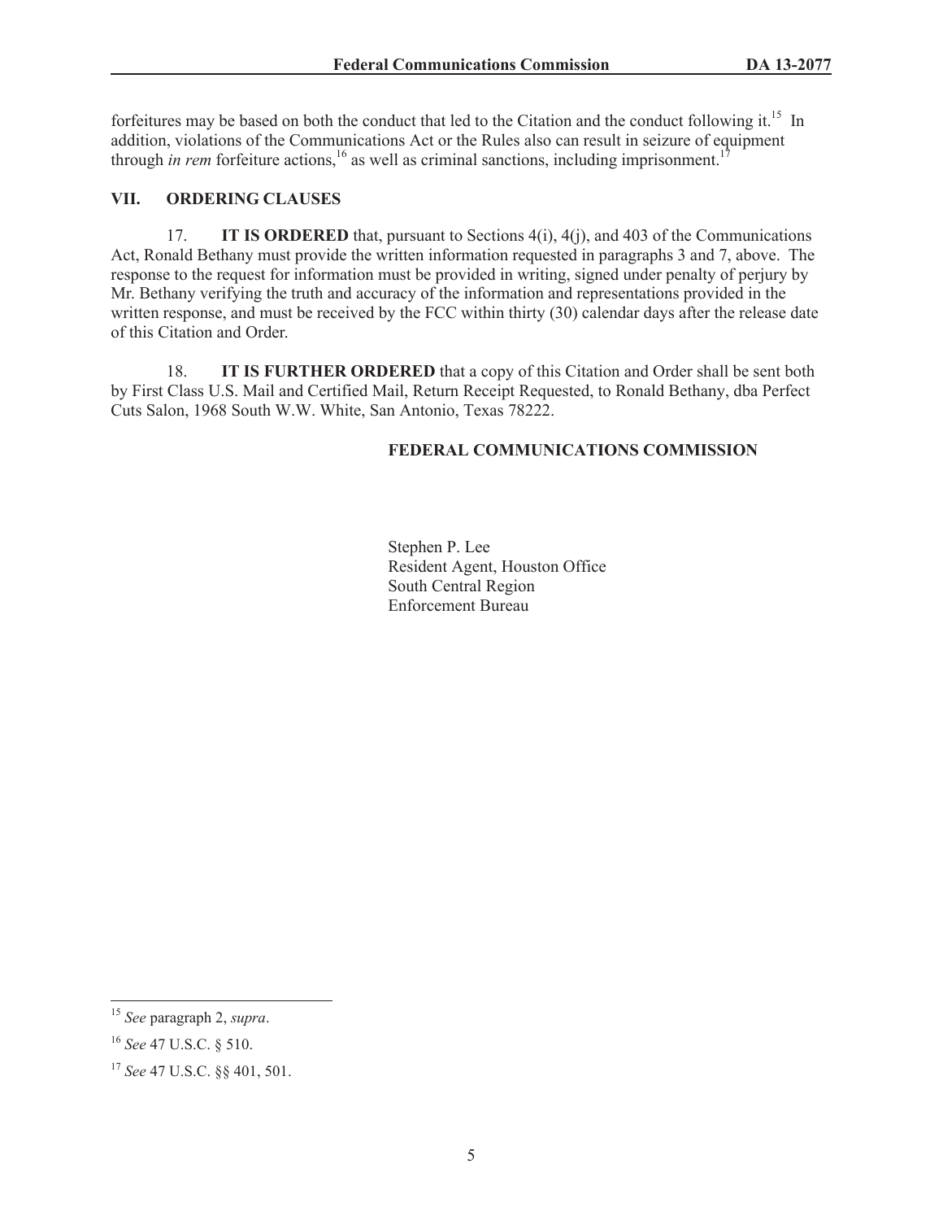forfeitures may be based on both the conduct that led to the Citation and the conduct following it.[15] In addition, violations of the Communications Act or the Rules also can result in seizure of equipment through *in rem* forfeiture actions,[16] as well as criminal sanctions, including imprisonment.[17]

## VII. ORDERING CLAUSES

17. **IT IS ORDERED** that, pursuant to Sections 4(i), 4(j), and 403 of the Communications Act, Ronald Bethany must provide the written information requested in paragraphs 3 and 7, above. The response to the request for information must be provided in writing, signed under penalty of perjury by Mr. Bethany verifying the truth and accuracy of the information and representations provided in the written response, and must be received by the FCC within thirty (30) calendar days after the release date of this Citation and Order.

18. **IT IS FURTHER ORDERED** that a copy of this Citation and Order shall be sent both by First Class U.S. Mail and Certified Mail, Return Receipt Requested, to Ronald Bethany, dba Perfect Cuts Salon, 1968 South W.W. White, San Antonio, Texas 78222.

**FEDERAL COMMUNICATIONS COMMISSION**

Stephen P. Lee
Resident Agent, Houston Office
South Central Region
Enforcement Bureau

---

[15] *See* paragraph 2, *supra*.

[16] *See* 47 U.S.C. § 510.

[17] *See* 47 U.S.C. §§ 401, 501.